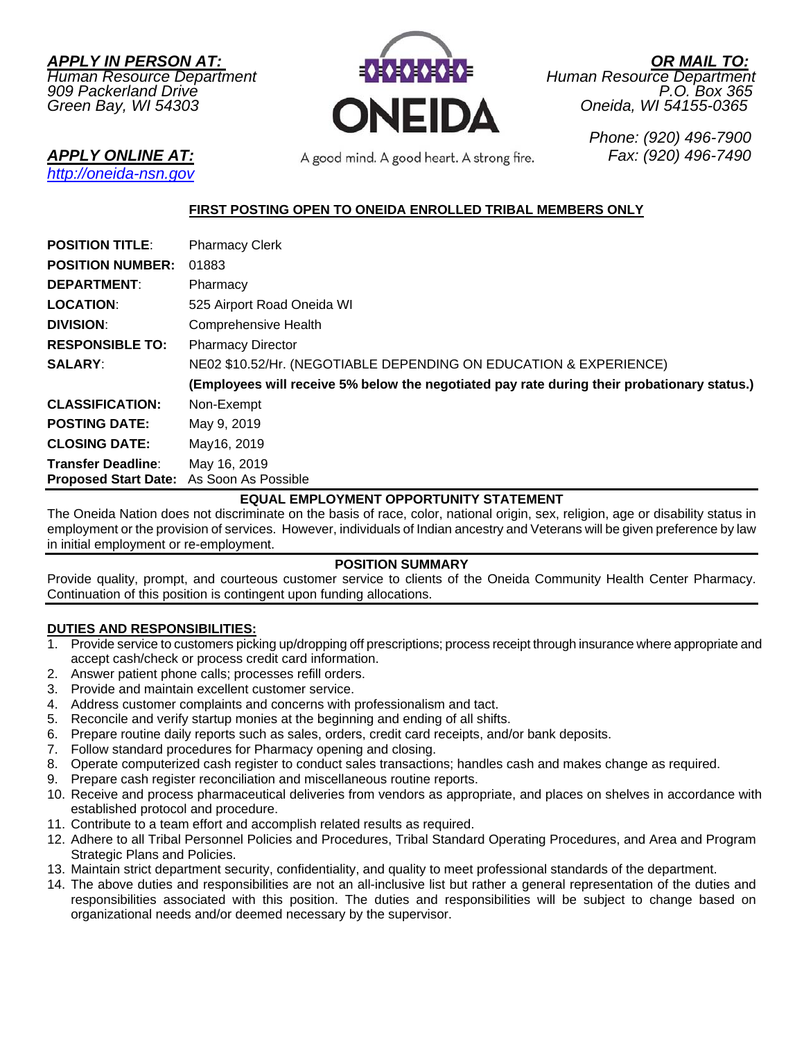***APPLY IN PERSON AT:***
*Human Resource Department*
*909 Packerland Drive*
*Green Bay, WI 54303*

***OR MAIL TO:***
*Human Resource Department*
*P.O. Box 365*
*Oneida, WI 54155-0365*

ONEIDA

A good mind. A good heart. A strong fire.

***APPLY ONLINE AT:***
*http://oneida-nsn.gov*

*Phone: (920) 496-7900*
*Fax: (920) 496-7490*

**FIRST POSTING OPEN TO ONEIDA ENROLLED TRIBAL MEMBERS ONLY**

| | |
|---|---|
| **POSITION TITLE**: | Pharmacy Clerk |
| **POSITION NUMBER:** | 01883 |
| **DEPARTMENT**: | Pharmacy |
| **LOCATION**: | 525 Airport Road Oneida WI |
| **DIVISION**: | Comprehensive Health |
| **RESPONSIBLE TO:** | Pharmacy Director |
| **SALARY**: | NE02 $10.52/Hr. (NEGOTIABLE DEPENDING ON EDUCATION & EXPERIENCE) |
| | **(Employees will receive 5% below the negotiated pay rate during their probationary status.)** |
| **CLASSIFICATION:** | Non-Exempt |
| **POSTING DATE:** | May 9, 2019 |
| **CLOSING DATE:** | May16, 2019 |
| **Transfer Deadline**: | May 16, 2019 |
| **Proposed Start Date:** | As Soon As Possible |

**EQUAL EMPLOYMENT OPPORTUNITY STATEMENT**

The Oneida Nation does not discriminate on the basis of race, color, national origin, sex, religion, age or disability status in employment or the provision of services. However, individuals of Indian ancestry and Veterans will be given preference by law in initial employment or re-employment.

**POSITION SUMMARY**

Provide quality, prompt, and courteous customer service to clients of the Oneida Community Health Center Pharmacy. Continuation of this position is contingent upon funding allocations.

**DUTIES AND RESPONSIBILITIES:**

1. Provide service to customers picking up/dropping off prescriptions; process receipt through insurance where appropriate and accept cash/check or process credit card information.
2. Answer patient phone calls; processes refill orders.
3. Provide and maintain excellent customer service.
4. Address customer complaints and concerns with professionalism and tact.
5. Reconcile and verify startup monies at the beginning and ending of all shifts.
6. Prepare routine daily reports such as sales, orders, credit card receipts, and/or bank deposits.
7. Follow standard procedures for Pharmacy opening and closing.
8. Operate computerized cash register to conduct sales transactions; handles cash and makes change as required.
9. Prepare cash register reconciliation and miscellaneous routine reports.
10. Receive and process pharmaceutical deliveries from vendors as appropriate, and places on shelves in accordance with established protocol and procedure.
11. Contribute to a team effort and accomplish related results as required.
12. Adhere to all Tribal Personnel Policies and Procedures, Tribal Standard Operating Procedures, and Area and Program Strategic Plans and Policies.
13. Maintain strict department security, confidentiality, and quality to meet professional standards of the department.
14. The above duties and responsibilities are not an all-inclusive list but rather a general representation of the duties and responsibilities associated with this position. The duties and responsibilities will be subject to change based on organizational needs and/or deemed necessary by the supervisor.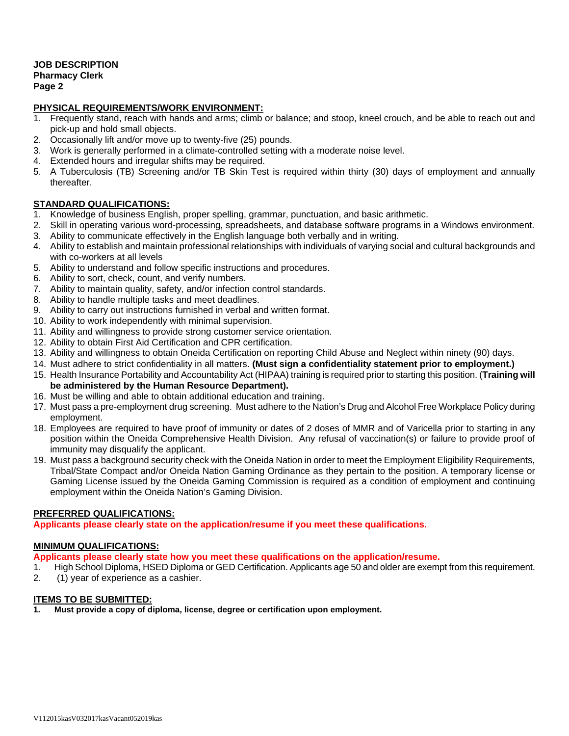**JOB DESCRIPTION**
**Pharmacy Clerk**
**Page 2**

## PHYSICAL REQUIREMENTS/WORK ENVIRONMENT:

1. Frequently stand, reach with hands and arms; climb or balance; and stoop, kneel crouch, and be able to reach out and pick-up and hold small objects.
2. Occasionally lift and/or move up to twenty-five (25) pounds.
3. Work is generally performed in a climate-controlled setting with a moderate noise level.
4. Extended hours and irregular shifts may be required.
5. A Tuberculosis (TB) Screening and/or TB Skin Test is required within thirty (30) days of employment and annually thereafter.

## STANDARD QUALIFICATIONS:

1. Knowledge of business English, proper spelling, grammar, punctuation, and basic arithmetic.
2. Skill in operating various word-processing, spreadsheets, and database software programs in a Windows environment.
3. Ability to communicate effectively in the English language both verbally and in writing.
4. Ability to establish and maintain professional relationships with individuals of varying social and cultural backgrounds and with co-workers at all levels
5. Ability to understand and follow specific instructions and procedures.
6. Ability to sort, check, count, and verify numbers.
7. Ability to maintain quality, safety, and/or infection control standards.
8. Ability to handle multiple tasks and meet deadlines.
9. Ability to carry out instructions furnished in verbal and written format.
10. Ability to work independently with minimal supervision.
11. Ability and willingness to provide strong customer service orientation.
12. Ability to obtain First Aid Certification and CPR certification.
13. Ability and willingness to obtain Oneida Certification on reporting Child Abuse and Neglect within ninety (90) days.
14. Must adhere to strict confidentiality in all matters. **(Must sign a confidentiality statement prior to employment.)**
15. Health Insurance Portability and Accountability Act (HIPAA) training is required prior to starting this position. (**Training will be administered by the Human Resource Department).**
16. Must be willing and able to obtain additional education and training.
17. Must pass a pre-employment drug screening. Must adhere to the Nation's Drug and Alcohol Free Workplace Policy during employment.
18. Employees are required to have proof of immunity or dates of 2 doses of MMR and of Varicella prior to starting in any position within the Oneida Comprehensive Health Division. Any refusal of vaccination(s) or failure to provide proof of immunity may disqualify the applicant.
19. Must pass a background security check with the Oneida Nation in order to meet the Employment Eligibility Requirements, Tribal/State Compact and/or Oneida Nation Gaming Ordinance as they pertain to the position. A temporary license or Gaming License issued by the Oneida Gaming Commission is required as a condition of employment and continuing employment within the Oneida Nation's Gaming Division.

## PREFERRED QUALIFICATIONS:

**Applicants please clearly state on the application/resume if you meet these qualifications.**

## MINIMUM QUALIFICATIONS:

**Applicants please clearly state how you meet these qualifications on the application/resume.**

1. High School Diploma, HSED Diploma or GED Certification. Applicants age 50 and older are exempt from this requirement.
2. (1) year of experience as a cashier.

## ITEMS TO BE SUBMITTED:

1. **Must provide a copy of diploma, license, degree or certification upon employment.**

V112015kasV032017kasVacant052019kas